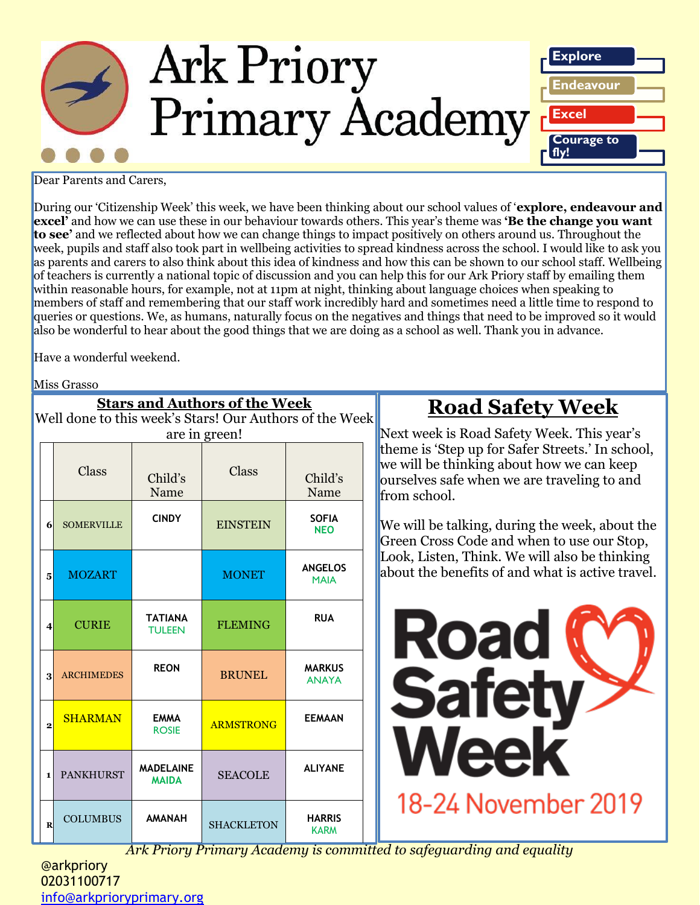# Ark Priory Primary Academy

Explore

Endeavour

Excel

Courage to fly!

Dear Parents and Carers,

During our 'Citizenship Week' this week, we have been thinking about our school values of '**explore, endeavour and excel'** and how we can use these in our behaviour towards others. This year's theme was **'Be the change you want to see'** and we reflected about how we can change things to impact positively on others around us. Throughout the week, pupils and staff also took part in wellbeing activities to spread kindness across the school. I would like to ask you as parents and carers to also think about this idea of kindness and how this can be shown to our school staff. Wellbeing of teachers is currently a national topic of discussion and you can help this for our Ark Priory staff by emailing them within reasonable hours, for example, not at 11pm at night, thinking about language choices when speaking to members of staff and remembering that our staff work incredibly hard and sometimes need a little time to respond to queries or questions. We, as humans, naturally focus on the negatives and things that need to be improved so it would also be wonderful to hear about the good things that we are doing as a school as well. Thank you in advance.

Have a wonderful weekend.

Miss Grasso

## Stars and Authors of the Week

Well done to this week's Stars! Our Authors of the Week are in green!

| | Class | Child's Name | Class | Child's Name |
|---|---|---|---|---|
| 6 | SOMERVILLE | CINDY | EINSTEIN | SOFIA<br>NEO |
| 5 | MOZART | | MONET | ANGELOS<br>MAIA |
| 4 | CURIE | TATIANA<br>TULEEN | FLEMING | RUA |
| 3 | ARCHIMEDES | REON | BRUNEL | MARKUS<br>ANAYA |
| 2 | SHARMAN | EMMA<br>ROSIE | ARMSTRONG | EEMAAN |
| 1 | PANKHURST | MADELAINE<br>MAIDA | SEACOLE | ALIYANE |
| R | COLUMBUS | AMANAH | SHACKLETON | HARRIS<br>KARM |

## Road Safety Week

Next week is Road Safety Week. This year's theme is 'Step up for Safer Streets.' In school, we will be thinking about how we can keep ourselves safe when we are traveling to and from school.

We will be talking, during the week, about the Green Cross Code and when to use our Stop, Look, Listen, Think. We will also be thinking about the benefits of and what is active travel.

Road Safety Week

18-24 November 2019

*Ark Priory Primary Academy is committed to safeguarding and equality*

@arkpriory
02031100717
info@arkprioryprimary.org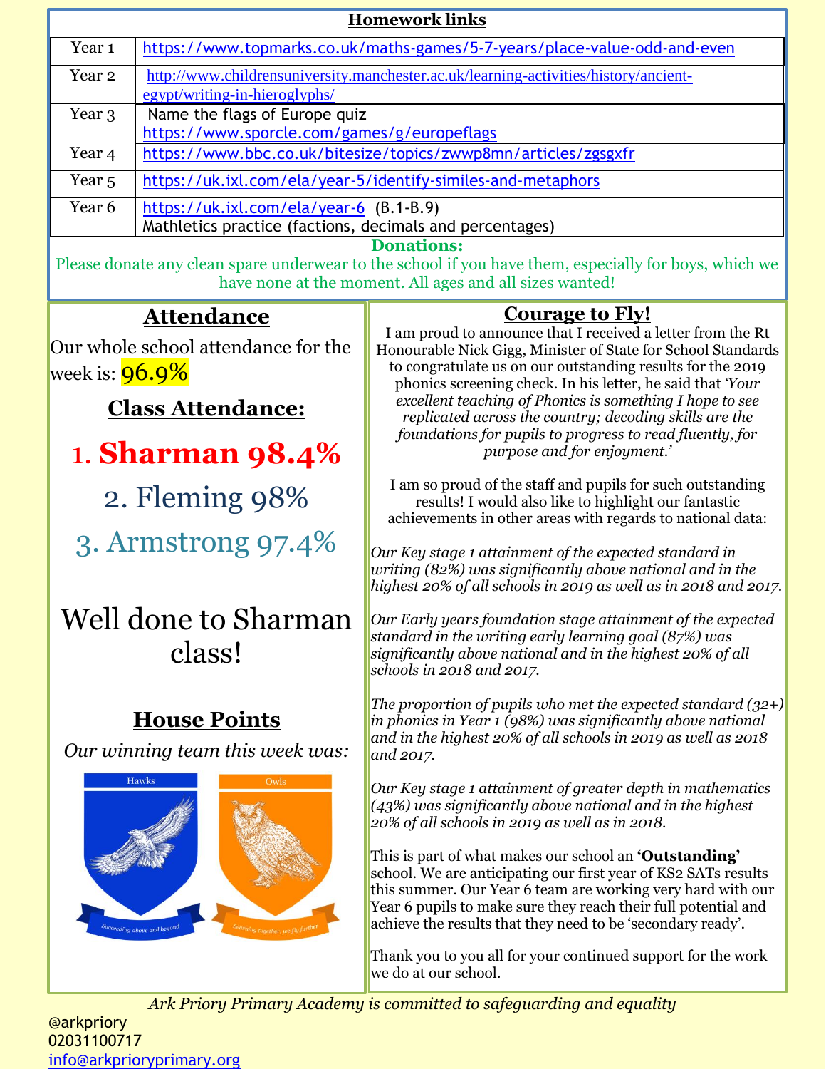## Homework links

| Year | Link |
| --- | --- |
| Year 1 | https://www.topmarks.co.uk/maths-games/5-7-years/place-value-odd-and-even |
| Year 2 | http://www.childrensuniversity.manchester.ac.uk/learning-activities/history/ancient-egypt/writing-in-hieroglyphs/ |
| Year 3 | Name the flags of Europe quiz https://www.sporcle.com/games/g/europeflags |
| Year 4 | https://www.bbc.co.uk/bitesize/topics/zwwp8mn/articles/zgsgxfr |
| Year 5 | https://uk.ixl.com/ela/year-5/identify-similes-and-metaphors |
| Year 6 | https://uk.ixl.com/ela/year-6 (B.1-B.9) Mathletics practice (factions, decimals and percentages) |

**Donations:**

Please donate any clean spare underwear to the school if you have them, especially for boys, which we have none at the moment. All ages and all sizes wanted!

## Attendance

Our whole school attendance for the week is: 96.9%

### Class Attendance:

1. **Sharman 98.4%**
2. Fleming 98%
3. Armstrong 97.4%

Well done to Sharman class!

## House Points

*Our winning team this week was:*

Hawks — Succeeding above and beyond

Owls — Learning together, we fly further

## Courage to Fly!

I am proud to announce that I received a letter from the Rt Honourable Nick Gigg, Minister of State for School Standards to congratulate us on our outstanding results for the 2019 phonics screening check. In his letter, he said that *'Your excellent teaching of Phonics is something I hope to see replicated across the country; decoding skills are the foundations for pupils to progress to read fluently, for purpose and for enjoyment.'*

I am so proud of the staff and pupils for such outstanding results! I would also like to highlight our fantastic achievements in other areas with regards to national data:

*Our Key stage 1 attainment of the expected standard in writing (82%) was significantly above national and in the highest 20% of all schools in 2019 as well as in 2018 and 2017.*

*Our Early years foundation stage attainment of the expected standard in the writing early learning goal (87%) was significantly above national and in the highest 20% of all schools in 2018 and 2017.*

*The proportion of pupils who met the expected standard (32+) in phonics in Year 1 (98%) was significantly above national and in the highest 20% of all schools in 2019 as well as 2018 and 2017.*

*Our Key stage 1 attainment of greater depth in mathematics (43%) was significantly above national and in the highest 20% of all schools in 2019 as well as in 2018.*

This is part of what makes our school an **'Outstanding'** school. We are anticipating our first year of KS2 SATs results this summer. Our Year 6 team are working very hard with our Year 6 pupils to make sure they reach their full potential and achieve the results that they need to be 'secondary ready'.

Thank you to you all for your continued support for the work we do at our school.

*Ark Priory Primary Academy is committed to safeguarding and equality*

@arkpriory
02031100717
info@arkprioryprimary.org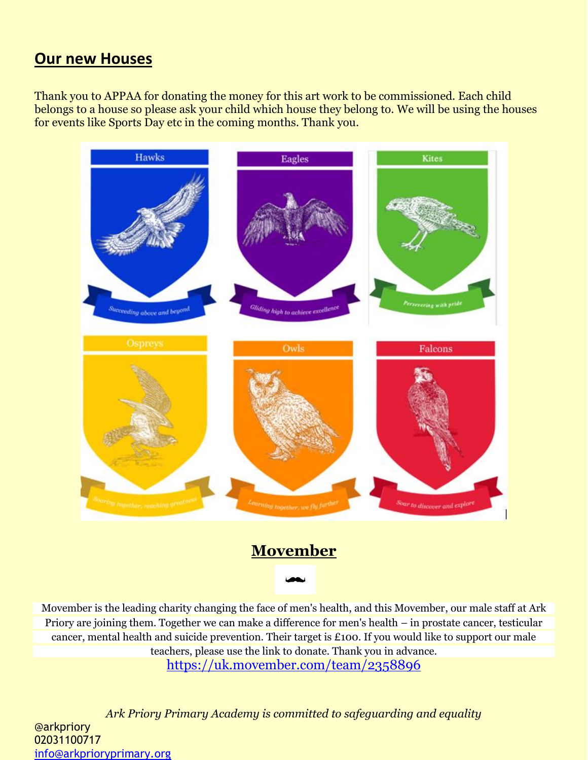## Our new Houses

Thank you to APPAA for donating the money for this art work to be commissioned. Each child belongs to a house so please ask your child which house they belong to. We will be using the houses for events like Sports Day etc in the coming months. Thank you.

Hawks — Succeeding above and beyond

Eagles — Gliding high to achieve excellence

Kites — Persevering with pride

Ospreys — Soaring together, reaching greatness

Owls — Learning together, we fly further

Falcons — Soar to discover and explore

## Movember

Movember is the leading charity changing the face of men's health, and this Movember, our male staff at Ark Priory are joining them. Together we can make a difference for men's health – in prostate cancer, testicular cancer, mental health and suicide prevention. Their target is £100. If you would like to support our male teachers, please use the link to donate. Thank you in advance.

https://uk.movember.com/team/2358896

*Ark Priory Primary Academy is committed to safeguarding and equality*

@arkpriory
02031100717
info@arkprioryprimary.org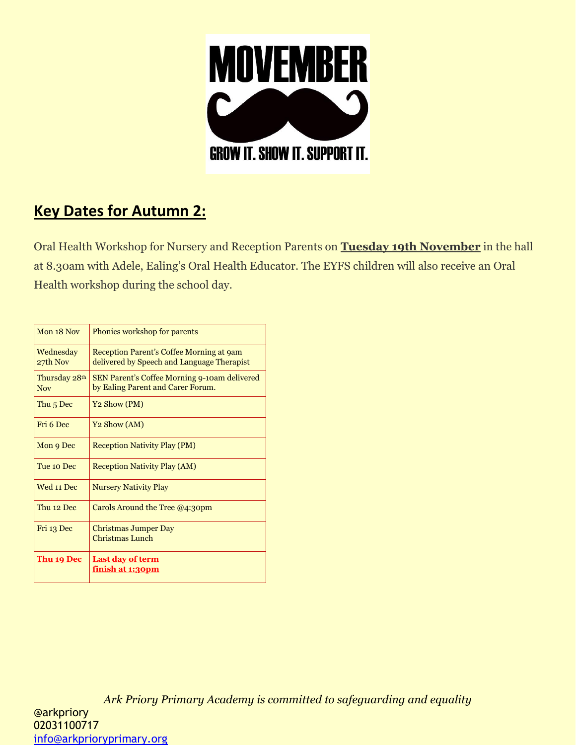MOVEMBER

GROW IT. SHOW IT. SUPPORT IT.

## Key Dates for Autumn 2:

Oral Health Workshop for Nursery and Reception Parents on **Tuesday 19th November** in the hall at 8.30am with Adele, Ealing's Oral Health Educator. The EYFS children will also receive an Oral Health workshop during the school day.

| Date | Event |
|---|---|
| Mon 18 Nov | Phonics workshop for parents |
| Wednesday 27th Nov | Reception Parent's Coffee Morning at 9am delivered by Speech and Language Therapist |
| Thursday 28th Nov | SEN Parent's Coffee Morning 9-10am delivered by Ealing Parent and Carer Forum. |
| Thu 5 Dec | Y2 Show (PM) |
| Fri 6 Dec | Y2 Show (AM) |
| Mon 9 Dec | Reception Nativity Play (PM) |
| Tue 10 Dec | Reception Nativity Play (AM) |
| Wed 11 Dec | Nursery Nativity Play |
| Thu 12 Dec | Carols Around the Tree @4:30pm |
| Fri 13 Dec | Christmas Jumper Day<br>Christmas Lunch |
| **Thu 19 Dec** | **Last day of term<br>finish at 1:30pm** |

*Ark Priory Primary Academy is committed to safeguarding and equality*

@arkpriory
02031100717
info@arkprioryprimary.org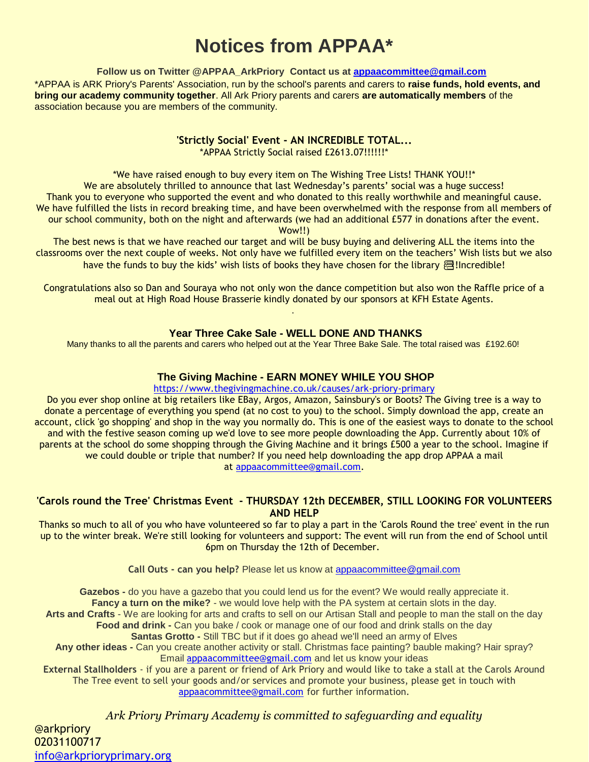# Notices from APPAA*

**Follow us on Twitter @APPAA_ArkPriory Contact us at appaacommittee@gmail.com**

*APPAA is ARK Priory's Parents' Association, run by the school's parents and carers to **raise funds, hold events, and bring our academy community together**. All Ark Priory parents and carers **are automatically members** of the association because you are members of the community.

### 'Strictly Social' Event - AN INCREDIBLE TOTAL...

*APPAA Strictly Social raised £2613.07!!!!!!*

*We have raised enough to buy every item on The Wishing Tree Lists! THANK YOU!!*

We are absolutely thrilled to announce that last Wednesday's parents' social was a huge success!

Thank you to everyone who supported the event and who donated to this really worthwhile and meaningful cause. We have fulfilled the lists in record breaking time, and have been overwhelmed with the response from all members of our school community, both on the night and afterwards (we had an additional £577 in donations after the event. Wow!!)

The best news is that we have reached our target and will be busy buying and delivering ALL the items into the classrooms over the next couple of weeks. Not only have we fulfilled every item on the teachers' Wish lists but we also have the funds to buy the kids' wish lists of books they have chosen for the library !Incredible!

Congratulations also so Dan and Souraya who not only won the dance competition but also won the Raffle price of a meal out at High Road House Brasserie kindly donated by our sponsors at KFH Estate Agents.

.

### Year Three Cake Sale - WELL DONE AND THANKS

Many thanks to all the parents and carers who helped out at the Year Three Bake Sale. The total raised was £192.60!

### The Giving Machine - EARN MONEY WHILE YOU SHOP

https://www.thegivingmachine.co.uk/causes/ark-priory-primary

Do you ever shop online at big retailers like EBay, Argos, Amazon, Sainsbury's or Boots? The Giving tree is a way to donate a percentage of everything you spend (at no cost to you) to the school. Simply download the app, create an account, click 'go shopping' and shop in the way you normally do. This is one of the easiest ways to donate to the school and with the festive season coming up we'd love to see more people downloading the App. Currently about 10% of parents at the school do some shopping through the Giving Machine and it brings £500 a year to the school. Imagine if we could double or triple that number? If you need help downloading the app drop APPAA a mail at appaacommittee@gmail.com.

### 'Carols round the Tree' Christmas Event - THURSDAY 12th DECEMBER, STILL LOOKING FOR VOLUNTEERS AND HELP

Thanks so much to all of you who have volunteered so far to play a part in the 'Carols Round the tree' event in the run up to the winter break. We're still looking for volunteers and support: The event will run from the end of School until 6pm on Thursday the 12th of December.

**Call Outs - can you help?** Please let us know at appaacommittee@gmail.com

**Gazebos -** do you have a gazebo that you could lend us for the event? We would really appreciate it.
**Fancy a turn on the mike?** - we would love help with the PA system at certain slots in the day.
**Arts and Crafts** - We are looking for arts and crafts to sell on our Artisan Stall and people to man the stall on the day
**Food and drink -** Can you bake / cook or manage one of our food and drink stalls on the day
**Santas Grotto -** Still TBC but if it does go ahead we'll need an army of Elves
**Any other ideas -** Can you create another activity or stall. Christmas face painting? bauble making? Hair spray? Email appaacommittee@gmail.com and let us know your ideas
**External Stallholders** - if you are a parent or friend of Ark Priory and would like to take a stall at the Carols Around The Tree event to sell your goods and/or services and promote your business, please get in touch with appaacommittee@gmail.com for further information.

*Ark Priory Primary Academy is committed to safeguarding and equality*

@arkpriory
02031100717
info@arkprioryprimary.org